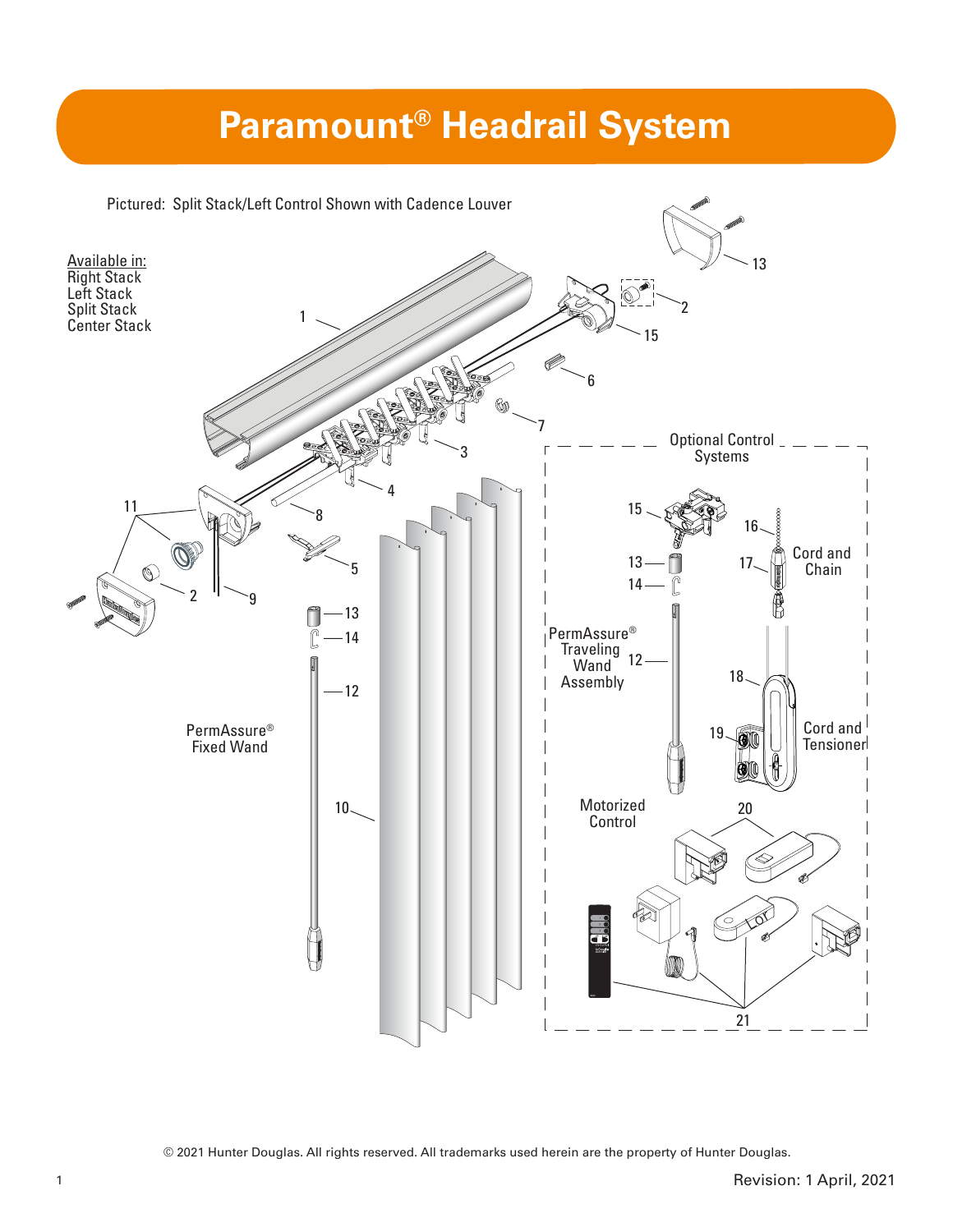# Paramount® Headrail System

Pictured: Split Stack/Left Control Shown with Cadence Louver

Available in:
Right Stack
Left Stack
Split Stack
Center Stack

1
2
3
4
5
6
7
8
9
10
11
12
13
14
15

PermAssure® Fixed Wand

Optional Control Systems

15
13
14
12
16
17
Cord and Chain
PermAssure® Traveling Wand Assembly
18
19
Cord and Tensioner

Motorized Control
20
21

© 2021 Hunter Douglas. All rights reserved. All trademarks used herein are the property of Hunter Douglas.

Revision: 1 April, 2021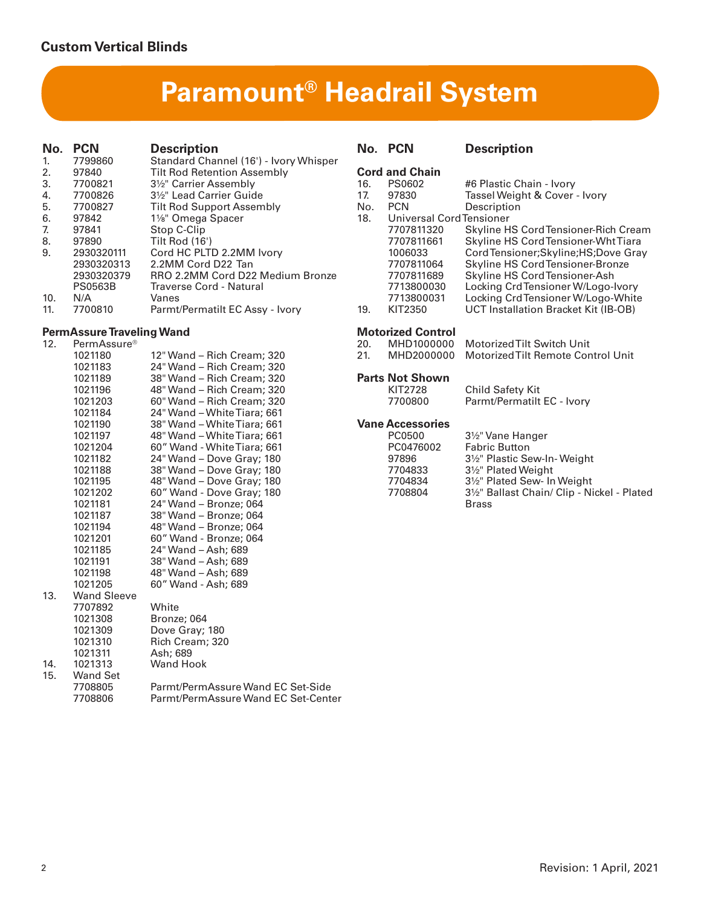## Custom Vertical Blinds

# Paramount® Headrail System

| No. | PCN | Description |
|---|---|---|
| 1. | 7799860 | Standard Channel (16') - Ivory Whisper |
| 2. | 97840 | Tilt Rod Retention Assembly |
| 3. | 7700821 | 3½" Carrier Assembly |
| 4. | 7700826 | 3½" Lead Carrier Guide |
| 5. | 7700827 | Tilt Rod Support Assembly |
| 6. | 97842 | 1⅛" Omega Spacer |
| 7. | 97841 | Stop C-Clip |
| 8. | 97890 | Tilt Rod (16') |
| 9. | 2930320111 | Cord HC PLTD 2.2MM Ivory |
| | 2930320313 | 2.2MM Cord D22 Tan |
| | 2930320379 | RRO 2.2MM Cord D22 Medium Bronze |
| | PS0563B | Traverse Cord - Natural |
| 10. | N/A | Vanes |
| 11. | 7700810 | Parmt/Permatilt EC Assy - Ivory |

### PermAssure Traveling Wand

| No. | PCN | Description |
|---|---|---|
| 12. | PermAssure® | |
| | 1021180 | 12" Wand – Rich Cream; 320 |
| | 1021183 | 24" Wand – Rich Cream; 320 |
| | 1021189 | 38" Wand – Rich Cream; 320 |
| | 1021196 | 48" Wand – Rich Cream; 320 |
| | 1021203 | 60" Wand – Rich Cream; 320 |
| | 1021184 | 24" Wand – White Tiara; 661 |
| | 1021190 | 38" Wand – White Tiara; 661 |
| | 1021197 | 48" Wand – White Tiara; 661 |
| | 1021204 | 60" Wand - White Tiara; 661 |
| | 1021182 | 24" Wand – Dove Gray; 180 |
| | 1021188 | 38" Wand – Dove Gray; 180 |
| | 1021195 | 48" Wand – Dove Gray; 180 |
| | 1021202 | 60" Wand - Dove Gray; 180 |
| | 1021181 | 24" Wand – Bronze; 064 |
| | 1021187 | 38" Wand – Bronze; 064 |
| | 1021194 | 48" Wand – Bronze; 064 |
| | 1021201 | 60" Wand - Bronze; 064 |
| | 1021185 | 24" Wand – Ash; 689 |
| | 1021191 | 38" Wand – Ash; 689 |
| | 1021198 | 48" Wand – Ash; 689 |
| | 1021205 | 60" Wand - Ash; 689 |
| 13. | Wand Sleeve | |
| | 7707892 | White |
| | 1021308 | Bronze; 064 |
| | 1021309 | Dove Gray; 180 |
| | 1021310 | Rich Cream; 320 |
| | 1021311 | Ash; 689 |
| 14. | 1021313 | Wand Hook |
| 15. | Wand Set | |
| | 7708805 | Parmt/PermAssure Wand EC Set-Side |
| | 7708806 | Parmt/PermAssure Wand EC Set-Center |

### Cord and Chain

| No. | PCN | Description |
|---|---|---|
| 16. | PS0602 | #6 Plastic Chain - Ivory |
| 17. | 97830 | Tassel Weight & Cover - Ivory |
| 18. | Universal Cord Tensioner | |
| | 7707811320 | Skyline HS Cord Tensioner-Rich Cream |
| | 7707811661 | Skyline HS Cord Tensioner-Wht Tiara |
| | 1006033 | Cord Tensioner;Skyline;HS;Dove Gray |
| | 7707811064 | Skyline HS Cord Tensioner-Bronze |
| | 7707811689 | Skyline HS Cord Tensioner-Ash |
| | 7713800030 | Locking Crd Tensioner W/Logo-Ivory |
| | 7713800031 | Locking Crd Tensioner W/Logo-White |
| 19. | KIT2350 | UCT Installation Bracket Kit (IB-OB) |

### Motorized Control

| No. | PCN | Description |
|---|---|---|
| 20. | MHD1000000 | Motorized Tilt Switch Unit |
| 21. | MHD2000000 | Motorized Tilt Remote Control Unit |

### Parts Not Shown

| PCN | Description |
|---|---|
| KIT2728 | Child Safety Kit |
| 7700800 | Parmt/Permatilt EC - Ivory |

### Vane Accessories

| PCN | Description |
|---|---|
| PC0500 | 3½" Vane Hanger |
| PC0476002 | Fabric Button |
| 97896 | 3½" Plastic Sew-In-Weight |
| 7704833 | 3½" Plated Weight |
| 7704834 | 3½" Plated Sew- In Weight |
| 7708804 | 3½" Ballast Chain/ Clip - Nickel - Plated Brass |

Revision: 1 April, 2021